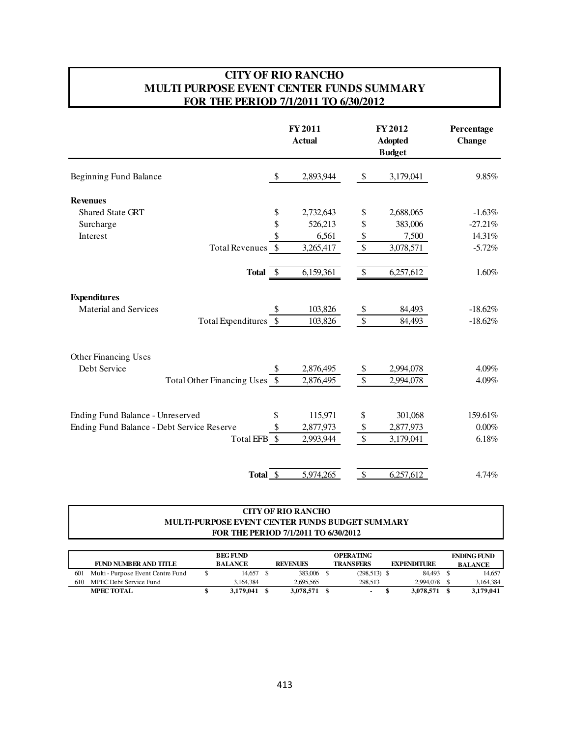# CITY OF RIO RANCHO
# MULTI PURPOSE EVENT CENTER FUNDS SUMMARY
## FOR THE PERIOD 7/1/2011 TO 6/30/2012

| | FY 2011 Actual | FY 2012 Adopted Budget | Percentage Change |
|---|---|---|---|
| Beginning Fund Balance | $ 2,893,944 | $ 3,179,041 | 9.85% |
| **Revenues** | | | |
| Shared State GRT | $ 2,732,643 | $ 2,688,065 | -1.63% |
| Surcharge | $ 526,213 | $ 383,006 | -27.21% |
| Interest | $ 6,561 | $ 7,500 | 14.31% |
| Total Revenues | $ 3,265,417 | $ 3,078,571 | -5.72% |
| **Total** | $ 6,159,361 | $ 6,257,612 | 1.60% |
| **Expenditures** | | | |
| Material and Services | $ 103,826 | $ 84,493 | -18.62% |
| Total Expenditures | $ 103,826 | $ 84,493 | -18.62% |
| Other Financing Uses | | | |
| Debt Service | $ 2,876,495 | $ 2,994,078 | 4.09% |
| Total Other Financing Uses | $ 2,876,495 | $ 2,994,078 | 4.09% |
| Ending Fund Balance - Unreserved | $ 115,971 | $ 301,068 | 159.61% |
| Ending Fund Balance - Debt Service Reserve | $ 2,877,973 | $ 2,877,973 | 0.00% |
| Total EFB | $ 2,993,944 | $ 3,179,041 | 6.18% |
| **Total** | $ 5,974,265 | $ 6,257,612 | 4.74% |

### CITY OF RIO RANCHO
### MULTI-PURPOSE EVENT CENTER FUNDS BUDGET SUMMARY
### FOR THE PERIOD 7/1/2011 TO 6/30/2012

| | FUND NUMBER AND TITLE | BEG FUND BALANCE | REVENUES | OPERATING TRANSFERS | EXPENDITURE | ENDING FUND BALANCE |
|---|---|---|---|---|---|---|
| 601 | Multi - Purpose Event Centre Fund | $ 14,657 | $ 383,006 | $ (298,513) | $ 84,493 | $ 14,657 |
| 610 | MPEC Debt Service Fund | 3,164,384 | 2,695,565 | 298,513 | 2,994,078 | 3,164,384 |
| | **MPEC TOTAL** | **$ 3,179,041** | **$ 3,078,571** | **$ -** | **$ 3,078,571** | **$ 3,179,041** |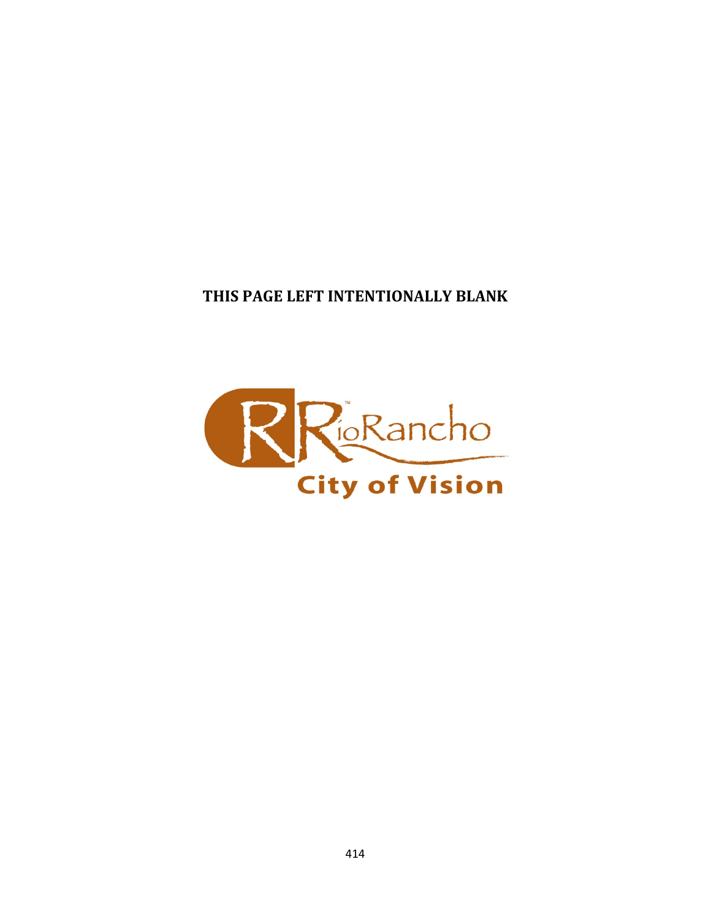**THIS PAGE LEFT INTENTIONALLY BLANK**

RioRancho

City of Vision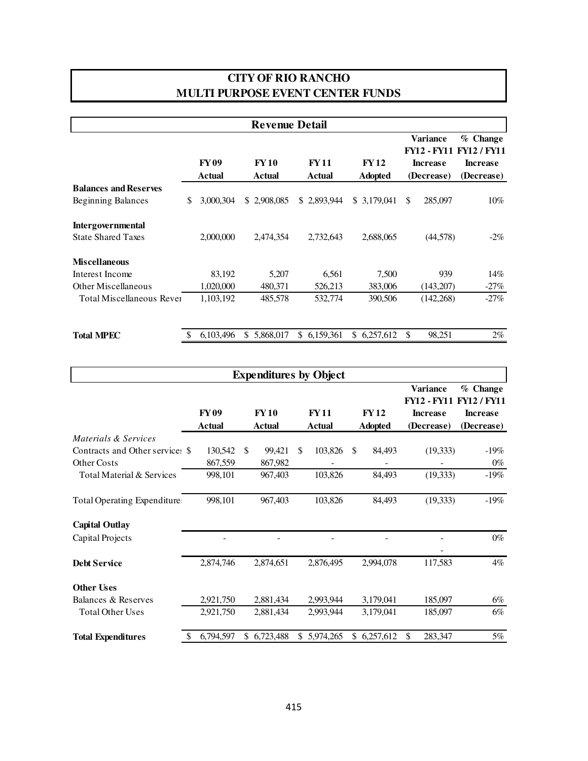# CITY OF RIO RANCHO
## MULTI PURPOSE EVENT CENTER FUNDS

### Revenue Detail

| | FY 09 Actual | FY 10 Actual | FY 11 Actual | FY 12 Adopted | Variance FY12 - FY11 Increase (Decrease) | % Change FY12 / FY11 Increase (Decrease) |
|---|---|---|---|---|---|---|
| **Balances and Reserves** | | | | | | |
| Beginning Balances | $ 3,000,304 | $ 2,908,085 | $ 2,893,944 | $ 3,179,041 | $ 285,097 | 10% |
| **Intergovernmental** | | | | | | |
| State Shared Taxes | 2,000,000 | 2,474,354 | 2,732,643 | 2,688,065 | (44,578) | -2% |
| **Miscellaneous** | | | | | | |
| Interest Income | 83,192 | 5,207 | 6,561 | 7,500 | 939 | 14% |
| Other Miscellaneous | 1,020,000 | 480,371 | 526,213 | 383,006 | (143,207) | -27% |
| Total Miscellaneous Rever | 1,103,192 | 485,578 | 532,774 | 390,506 | (142,268) | -27% |
| **Total MPEC** | $ 6,103,496 | $ 5,868,017 | $ 6,159,361 | $ 6,257,612 | $ 98,251 | 2% |

### Expenditures by Object

| | FY 09 Actual | FY 10 Actual | FY 11 Actual | FY 12 Adopted | Variance FY12 - FY11 Increase (Decrease) | % Change FY12 / FY11 Increase (Decrease) |
|---|---|---|---|---|---|---|
| *Materials & Services* | | | | | | |
| Contracts and Other service: | $ 130,542 | $ 99,421 | $ 103,826 | $ 84,493 | (19,333) | -19% |
| Other Costs | 867,559 | 867,982 | - | - | - | 0% |
| Total Material & Services | 998,101 | 967,403 | 103,826 | 84,493 | (19,333) | -19% |
| Total Operating Expenditure: | 998,101 | 967,403 | 103,826 | 84,493 | (19,333) | -19% |
| **Capital Outlay** | | | | | | |
| Capital Projects | - | - | - | - | - | 0% |
| | | | | | - | |
| **Debt Service** | 2,874,746 | 2,874,651 | 2,876,495 | 2,994,078 | 117,583 | 4% |
| **Other Uses** | | | | | | |
| Balances & Reserves | 2,921,750 | 2,881,434 | 2,993,944 | 3,179,041 | 185,097 | 6% |
| Total Other Uses | 2,921,750 | 2,881,434 | 2,993,944 | 3,179,041 | 185,097 | 6% |
| **Total Expenditures** | $ 6,794,597 | $ 6,723,488 | $ 5,974,265 | $ 6,257,612 | $ 283,347 | 5% |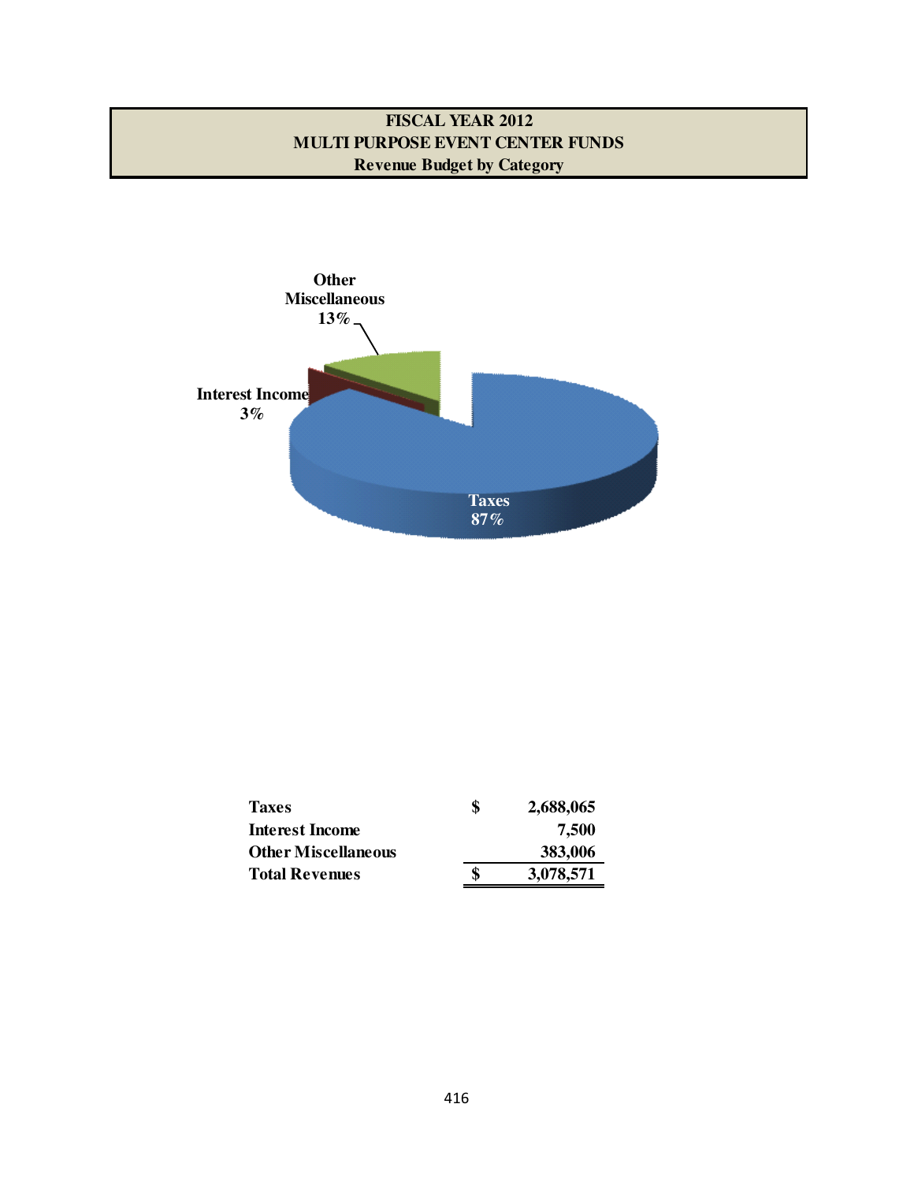**FISCAL YEAR 2012**
**MULTI PURPOSE EVENT CENTER FUNDS**
**Revenue Budget by Category**

Other Miscellaneous 13%

Interest Income 3%

Taxes 87%

| | | |
|---|---|---|
| **Taxes** | **$** | **2,688,065** |
| **Interest Income** | | **7,500** |
| **Other Miscellaneous** | | **383,006** |
| **Total Revenues** | **$** | **3,078,571** |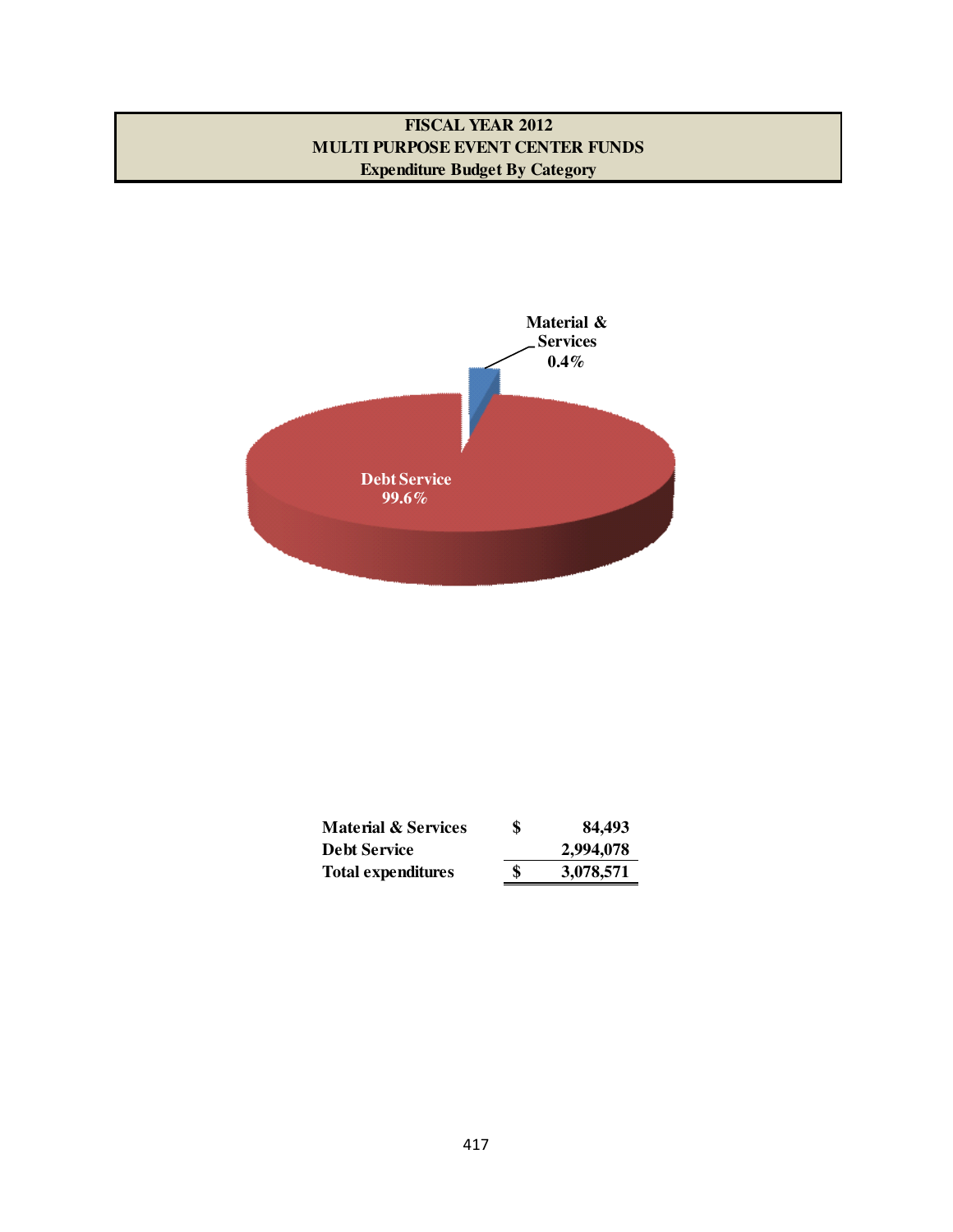# FISCAL YEAR 2012
## MULTI PURPOSE EVENT CENTER FUNDS
### Expenditure Budget By Category

Material & Services 0.4%

Debt Service 99.6%

| | | |
|---|---|---|
| **Material & Services** | **$** | **84,493** |
| **Debt Service** | | **2,994,078** |
| **Total expenditures** | **$** | **3,078,571** |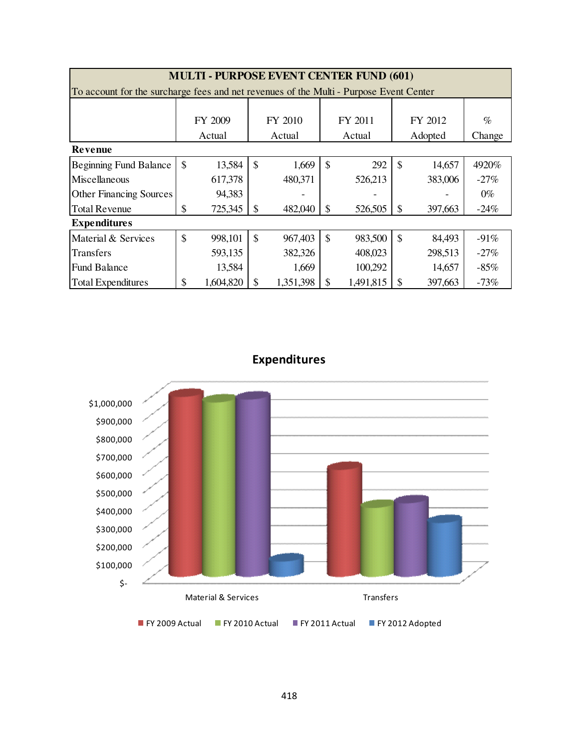| MULTI - PURPOSE EVENT CENTER FUND (601) | | | | | |
|---|---|---|---|---|---|
| To account for the surcharge fees and net revenues of the Multi - Purpose Event Center | | | | | |
| | FY 2009 Actual | FY 2010 Actual | FY 2011 Actual | FY 2012 Adopted | % Change |
| **Revenue** | | | | | |
| Beginning Fund Balance | $ 13,584 | $ 1,669 | $ 292 | $ 14,657 | 4920% |
| Miscellaneous | 617,378 | 480,371 | 526,213 | 383,006 | -27% |
| Other Financing Sources | 94,383 | - | - | - | 0% |
| Total Revenue | $ 725,345 | $ 482,040 | $ 526,505 | $ 397,663 | -24% |
| **Expenditures** | | | | | |
| Material & Services | $ 998,101 | $ 967,403 | $ 983,500 | $ 84,493 | -91% |
| Transfers | 593,135 | 382,326 | 408,023 | 298,513 | -27% |
| Fund Balance | 13,584 | 1,669 | 100,292 | 14,657 | -85% |
| Total Expenditures | $ 1,604,820 | $ 1,351,398 | $ 1,491,815 | $ 397,663 | -73% |

**Expenditures**

[Bar chart: Material & Services and Transfers for FY 2009 Actual, FY 2010 Actual, FY 2011 Actual, FY 2012 Adopted; y-axis $- to $1,000,000]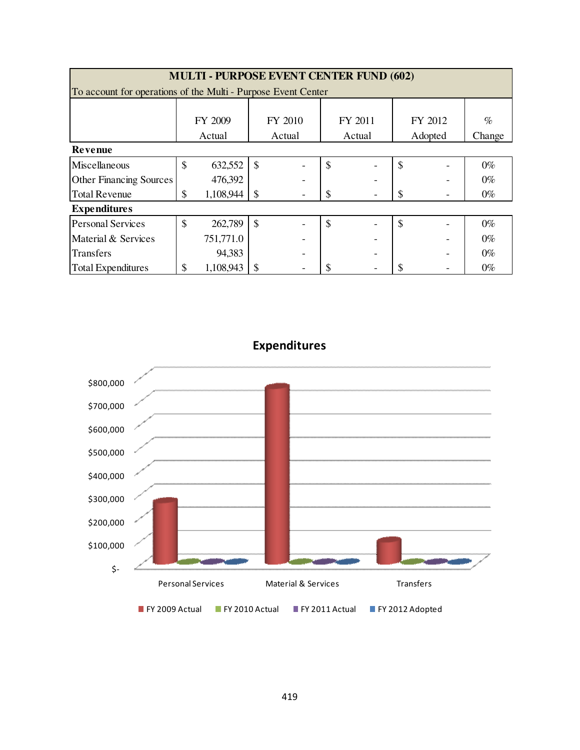## MULTI - PURPOSE EVENT CENTER FUND (602)

To account for operations of the Multi - Purpose Event Center

| | FY 2009 Actual | FY 2010 Actual | FY 2011 Actual | FY 2012 Adopted | % Change |
|---|---|---|---|---|---|
| **Revenue** | | | | | |
| Miscellaneous | $ 632,552 | $ - | $ - | $ - | 0% |
| Other Financing Sources | 476,392 | - | - | - | 0% |
| Total Revenue | $ 1,108,944 | $ - | $ - | $ - | 0% |
| **Expenditures** | | | | | |
| Personal Services | $ 262,789 | $ - | $ - | $ - | 0% |
| Material & Services | 751,771.0 | - | - | - | 0% |
| Transfers | 94,383 | - | - | - | 0% |
| Total Expenditures | $ 1,108,943 | $ - | $ - | $ - | 0% |

**Expenditures**

$800,000
$700,000
$600,000
$500,000
$400,000
$300,000
$200,000
$100,000
$-

Personal Services | Material & Services | Transfers

FY 2009 Actual | FY 2010 Actual | FY 2011 Actual | FY 2012 Adopted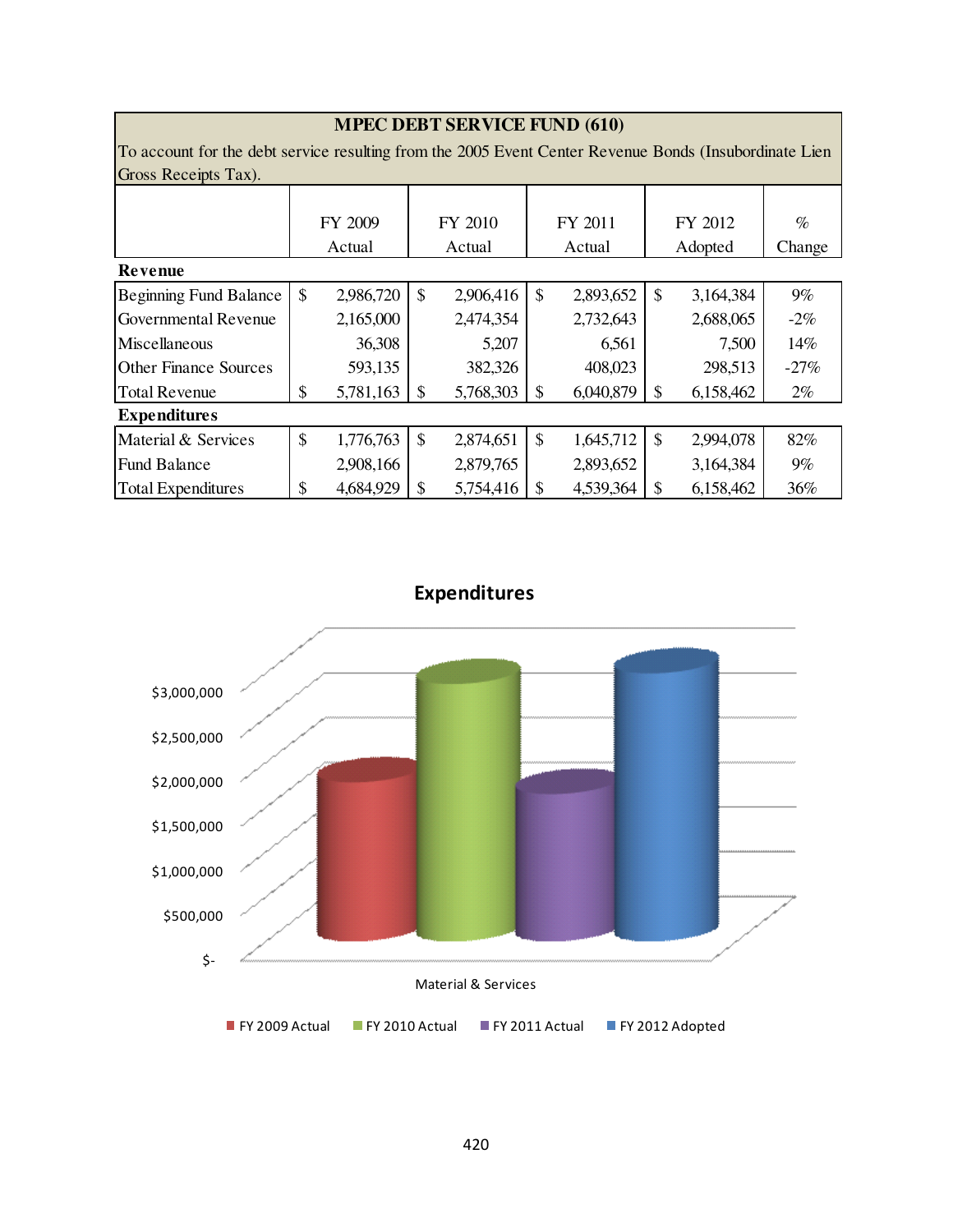## MPEC DEBT SERVICE FUND (610)

To account for the debt service resulting from the 2005 Event Center Revenue Bonds (Insubordinate Lien Gross Receipts Tax).

| | FY 2009 Actual | FY 2010 Actual | FY 2011 Actual | FY 2012 Adopted | % Change |
|---|---|---|---|---|---|
| **Revenue** | | | | | |
| Beginning Fund Balance | $ 2,986,720 | $ 2,906,416 | $ 2,893,652 | $ 3,164,384 | 9% |
| Governmental Revenue | 2,165,000 | 2,474,354 | 2,732,643 | 2,688,065 | -2% |
| Miscellaneous | 36,308 | 5,207 | 6,561 | 7,500 | 14% |
| Other Finance Sources | 593,135 | 382,326 | 408,023 | 298,513 | -27% |
| Total Revenue | $ 5,781,163 | $ 5,768,303 | $ 6,040,879 | $ 6,158,462 | 2% |
| **Expenditures** | | | | | |
| Material & Services | $ 1,776,763 | $ 2,874,651 | $ 1,645,712 | $ 2,994,078 | 82% |
| Fund Balance | 2,908,166 | 2,879,765 | 2,893,652 | 3,164,384 | 9% |
| Total Expenditures | $ 4,684,929 | $ 5,754,416 | $ 4,539,364 | $ 6,158,462 | 36% |

Expenditures

$3,000,000
$2,500,000
$2,000,000
$1,500,000
$1,000,000
$500,000
$-

Material & Services

FY 2009 Actual FY 2010 Actual FY 2011 Actual FY 2012 Adopted